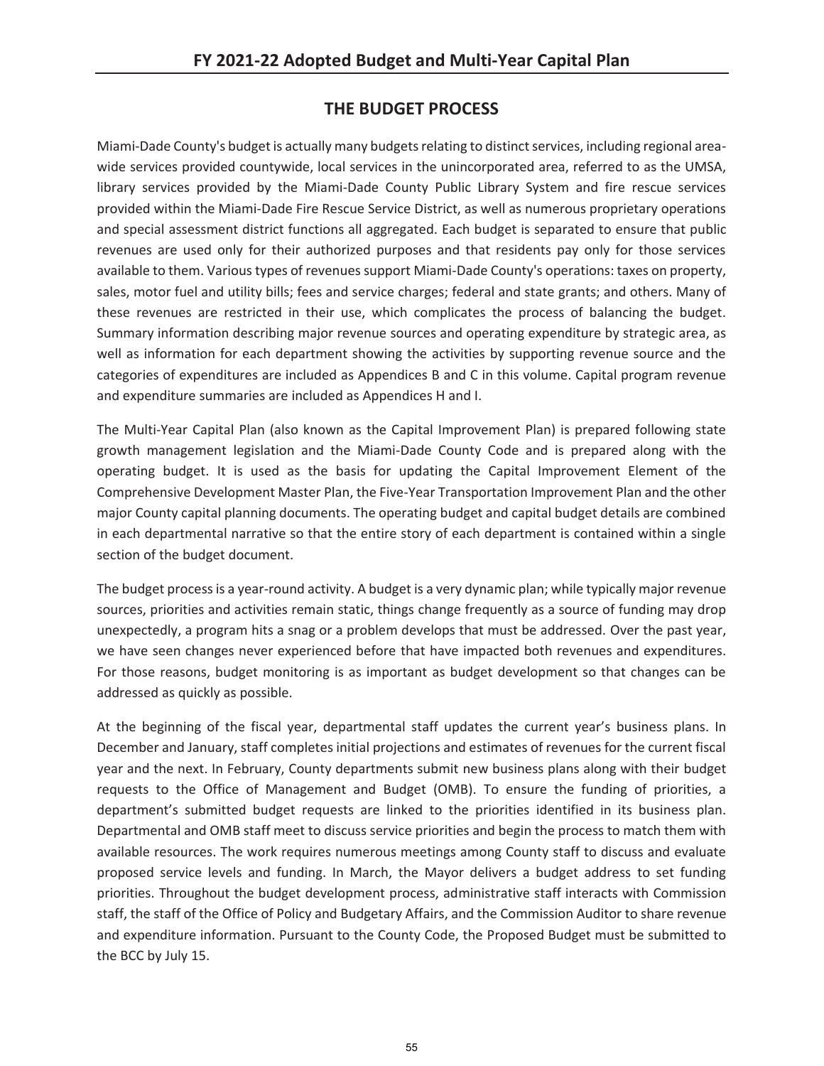## THE BUDGET PROCESS

Miami-Dade County's budget is actually many budgets relating to distinct services, including regional area-wide services provided countywide, local services in the unincorporated area, referred to as the UMSA, library services provided by the Miami-Dade County Public Library System and fire rescue services provided within the Miami-Dade Fire Rescue Service District, as well as numerous proprietary operations and special assessment district functions all aggregated. Each budget is separated to ensure that public revenues are used only for their authorized purposes and that residents pay only for those services available to them. Various types of revenues support Miami-Dade County's operations: taxes on property, sales, motor fuel and utility bills; fees and service charges; federal and state grants; and others. Many of these revenues are restricted in their use, which complicates the process of balancing the budget. Summary information describing major revenue sources and operating expenditure by strategic area, as well as information for each department showing the activities by supporting revenue source and the categories of expenditures are included as Appendices B and C in this volume. Capital program revenue and expenditure summaries are included as Appendices H and I.

The Multi-Year Capital Plan (also known as the Capital Improvement Plan) is prepared following state growth management legislation and the Miami-Dade County Code and is prepared along with the operating budget. It is used as the basis for updating the Capital Improvement Element of the Comprehensive Development Master Plan, the Five-Year Transportation Improvement Plan and the other major County capital planning documents. The operating budget and capital budget details are combined in each departmental narrative so that the entire story of each department is contained within a single section of the budget document.

The budget process is a year-round activity. A budget is a very dynamic plan; while typically major revenue sources, priorities and activities remain static, things change frequently as a source of funding may drop unexpectedly, a program hits a snag or a problem develops that must be addressed. Over the past year, we have seen changes never experienced before that have impacted both revenues and expenditures. For those reasons, budget monitoring is as important as budget development so that changes can be addressed as quickly as possible.

At the beginning of the fiscal year, departmental staff updates the current year's business plans. In December and January, staff completes initial projections and estimates of revenues for the current fiscal year and the next. In February, County departments submit new business plans along with their budget requests to the Office of Management and Budget (OMB). To ensure the funding of priorities, a department's submitted budget requests are linked to the priorities identified in its business plan. Departmental and OMB staff meet to discuss service priorities and begin the process to match them with available resources. The work requires numerous meetings among County staff to discuss and evaluate proposed service levels and funding. In March, the Mayor delivers a budget address to set funding priorities. Throughout the budget development process, administrative staff interacts with Commission staff, the staff of the Office of Policy and Budgetary Affairs, and the Commission Auditor to share revenue and expenditure information. Pursuant to the County Code, the Proposed Budget must be submitted to the BCC by July 15.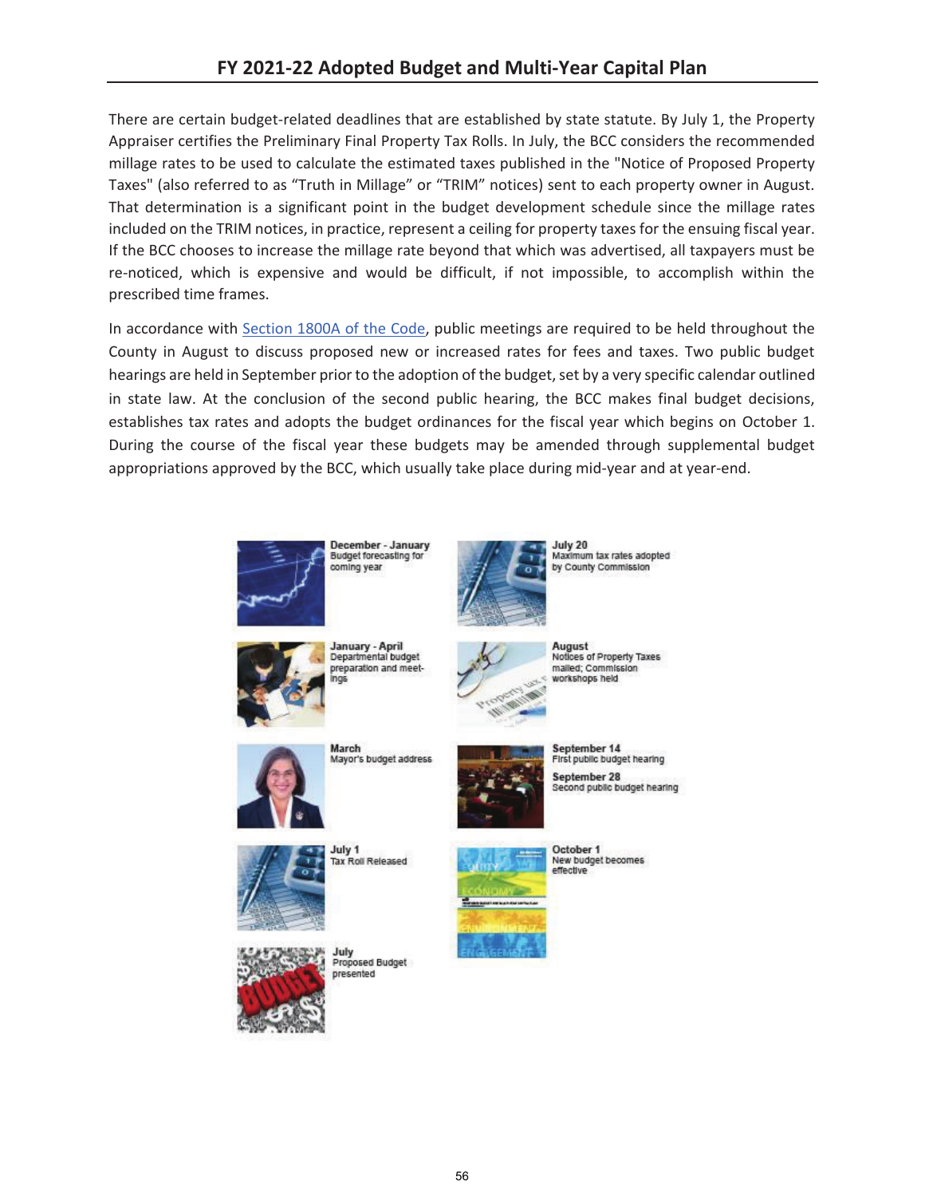There are certain budget-related deadlines that are established by state statute. By July 1, the Property Appraiser certifies the Preliminary Final Property Tax Rolls. In July, the BCC considers the recommended millage rates to be used to calculate the estimated taxes published in the "Notice of Proposed Property Taxes" (also referred to as "Truth in Millage" or "TRIM" notices) sent to each property owner in August. That determination is a significant point in the budget development schedule since the millage rates included on the TRIM notices, in practice, represent a ceiling for property taxes for the ensuing fiscal year. If the BCC chooses to increase the millage rate beyond that which was advertised, all taxpayers must be re-noticed, which is expensive and would be difficult, if not impossible, to accomplish within the prescribed time frames.

In accordance with Section 1800A of the Code, public meetings are required to be held throughout the County in August to discuss proposed new or increased rates for fees and taxes. Two public budget hearings are held in September prior to the adoption of the budget, set by a very specific calendar outlined in state law. At the conclusion of the second public hearing, the BCC makes final budget decisions, establishes tax rates and adopts the budget ordinances for the fiscal year which begins on October 1. During the course of the fiscal year these budgets may be amended through supplemental budget appropriations approved by the BCC, which usually take place during mid-year and at year-end.

**December - January**
Budget forecasting for coming year

**January - April**
Departmental budget preparation and meetings

**March**
Mayor's budget address

**July 1**
Tax Roll Released

**July**
Proposed Budget presented

**July 20**
Maximum tax rates adopted by County Commission

**August**
Notices of Property Taxes mailed; Commission workshops held

**September 14**
First public budget hearing

**September 28**
Second public budget hearing

**October 1**
New budget becomes effective